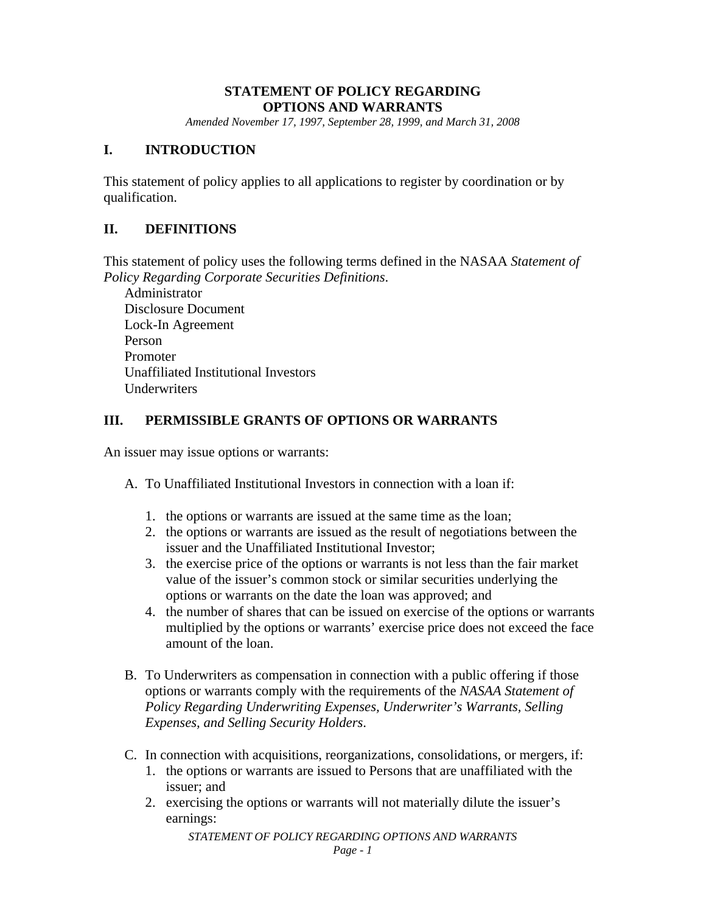# STATEMENT OF POLICY REGARDING OPTIONS AND WARRANTS

*Amended November 17, 1997, September 28, 1999, and March 31, 2008*

## I. INTRODUCTION

This statement of policy applies to all applications to register by coordination or by qualification.

## II. DEFINITIONS

This statement of policy uses the following terms defined in the NASAA *Statement of Policy Regarding Corporate Securities Definitions*.

Administrator
Disclosure Document
Lock-In Agreement
Person
Promoter
Unaffiliated Institutional Investors
Underwriters

## III. PERMISSIBLE GRANTS OF OPTIONS OR WARRANTS

An issuer may issue options or warrants:

A. To Unaffiliated Institutional Investors in connection with a loan if:

1. the options or warrants are issued at the same time as the loan;
2. the options or warrants are issued as the result of negotiations between the issuer and the Unaffiliated Institutional Investor;
3. the exercise price of the options or warrants is not less than the fair market value of the issuer's common stock or similar securities underlying the options or warrants on the date the loan was approved; and
4. the number of shares that can be issued on exercise of the options or warrants multiplied by the options or warrants' exercise price does not exceed the face amount of the loan.

B. To Underwriters as compensation in connection with a public offering if those options or warrants comply with the requirements of the *NASAA Statement of Policy Regarding Underwriting Expenses, Underwriter's Warrants, Selling Expenses, and Selling Security Holders*.

C. In connection with acquisitions, reorganizations, consolidations, or mergers, if:

1. the options or warrants are issued to Persons that are unaffiliated with the issuer; and
2. exercising the options or warrants will not materially dilute the issuer's earnings: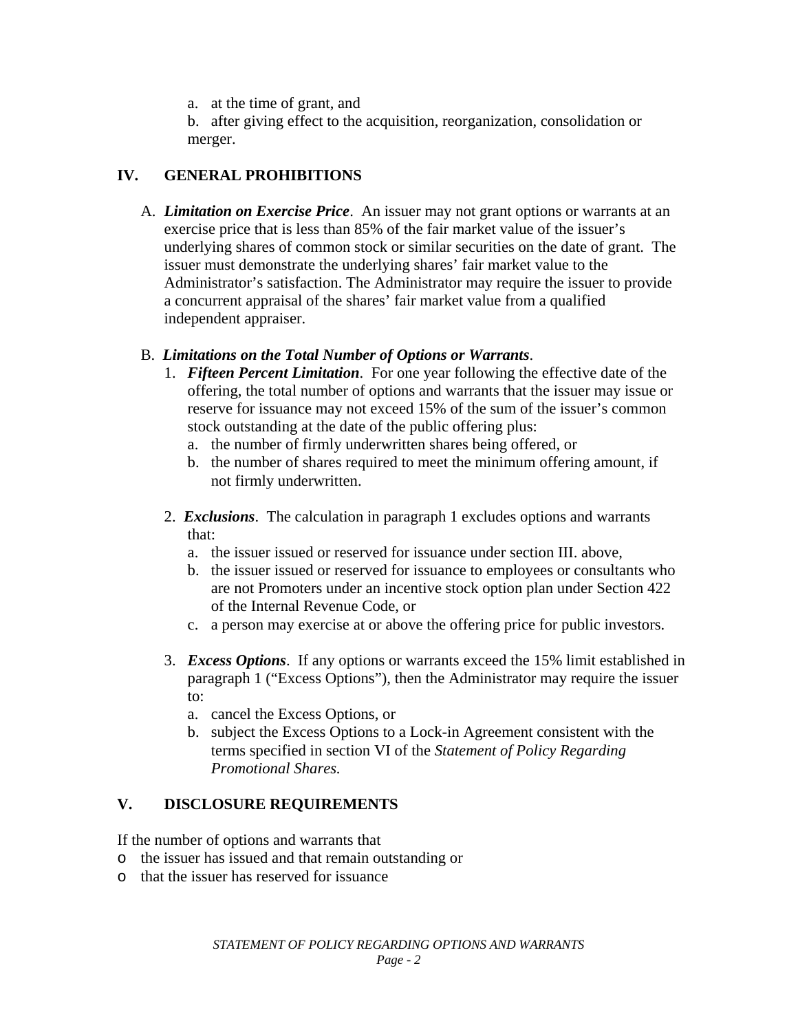a. at the time of grant, and

b. after giving effect to the acquisition, reorganization, consolidation or merger.

## IV. GENERAL PROHIBITIONS

A. ***Limitation on Exercise Price***. An issuer may not grant options or warrants at an exercise price that is less than 85% of the fair market value of the issuer's underlying shares of common stock or similar securities on the date of grant. The issuer must demonstrate the underlying shares' fair market value to the Administrator's satisfaction. The Administrator may require the issuer to provide a concurrent appraisal of the shares' fair market value from a qualified independent appraiser.

B. ***Limitations on the Total Number of Options or Warrants***.

1. ***Fifteen Percent Limitation***. For one year following the effective date of the offering, the total number of options and warrants that the issuer may issue or reserve for issuance may not exceed 15% of the sum of the issuer's common stock outstanding at the date of the public offering plus:
   a. the number of firmly underwritten shares being offered, or
   b. the number of shares required to meet the minimum offering amount, if not firmly underwritten.

2. ***Exclusions***. The calculation in paragraph 1 excludes options and warrants that:
   a. the issuer issued or reserved for issuance under section III. above,
   b. the issuer issued or reserved for issuance to employees or consultants who are not Promoters under an incentive stock option plan under Section 422 of the Internal Revenue Code, or
   c. a person may exercise at or above the offering price for public investors.

3. ***Excess Options***. If any options or warrants exceed the 15% limit established in paragraph 1 ("Excess Options"), then the Administrator may require the issuer to:
   a. cancel the Excess Options, or
   b. subject the Excess Options to a Lock-in Agreement consistent with the terms specified in section VI of the *Statement of Policy Regarding Promotional Shares.*

## V. DISCLOSURE REQUIREMENTS

If the number of options and warrants that

- the issuer has issued and that remain outstanding or
- that the issuer has reserved for issuance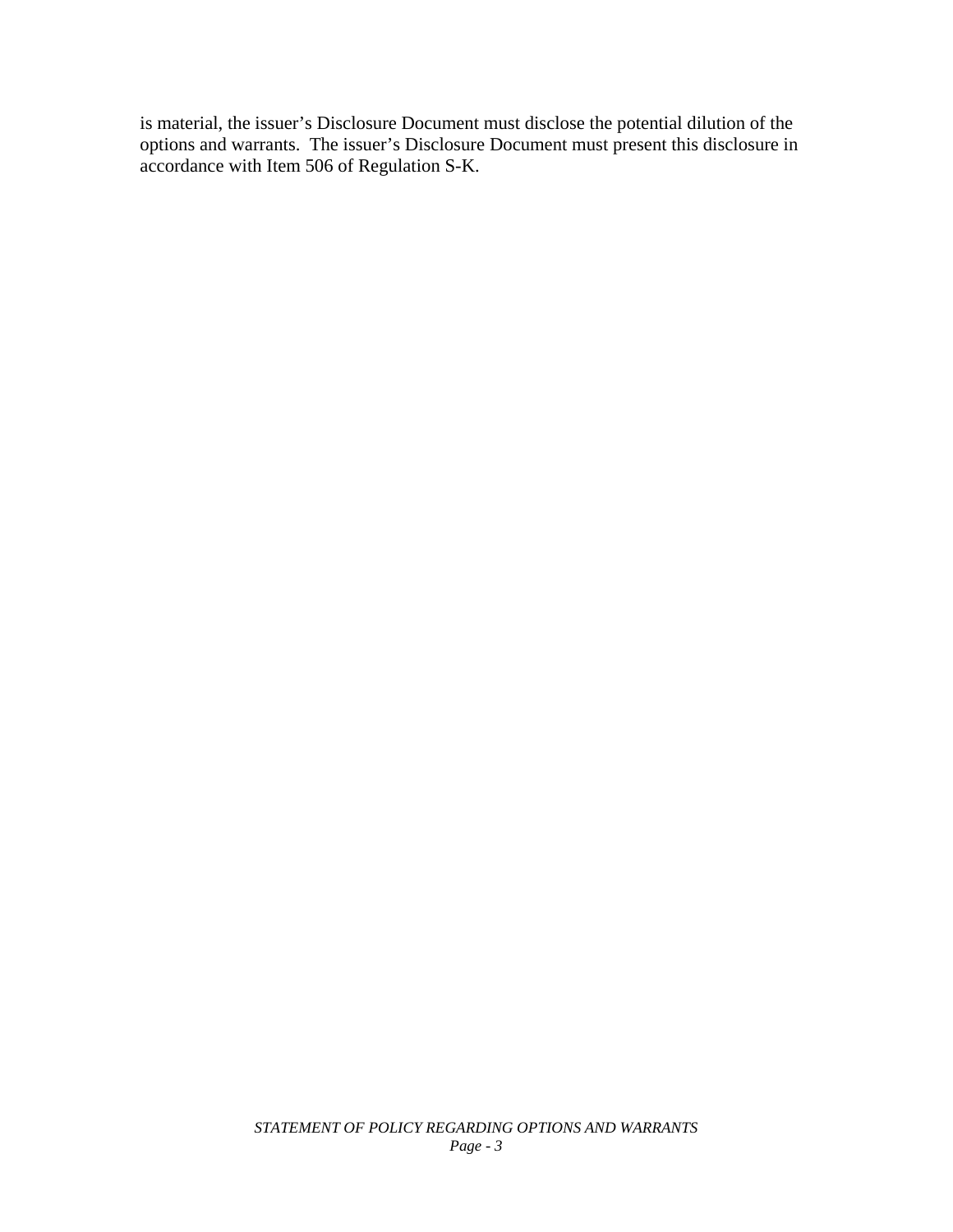is material, the issuer's Disclosure Document must disclose the potential dilution of the options and warrants. The issuer's Disclosure Document must present this disclosure in accordance with Item 506 of Regulation S-K.